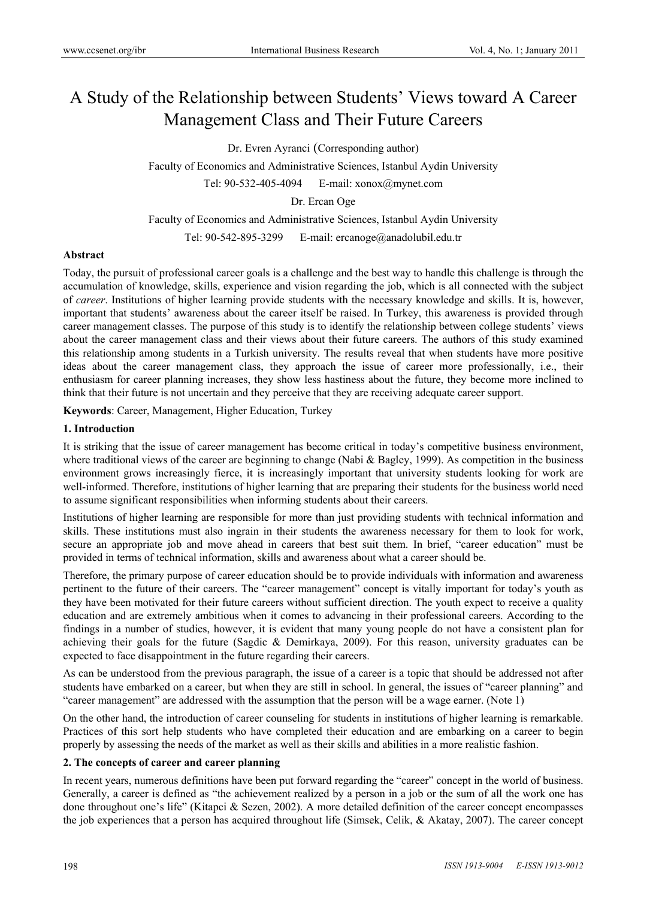# A Study of the Relationship between Students' Views toward A Career Management Class and Their Future Careers

Dr. Evren Ayranci (Corresponding author)

Faculty of Economics and Administrative Sciences, Istanbul Aydin University

Tel: 90-532-405-4094 E-mail: xonox@mynet.com

Dr. Ercan Oge

Faculty of Economics and Administrative Sciences, Istanbul Aydin University

Tel: 90-542-895-3299 E-mail: ercanoge@anadolubil.edu.tr

## Abstract

Today, the pursuit of professional career goals is a challenge and the best way to handle this challenge is through the accumulation of knowledge, skills, experience and vision regarding the job, which is all connected with the subject of *career*. Institutions of higher learning provide students with the necessary knowledge and skills. It is, however, important that students' awareness about the career itself be raised. In Turkey, this awareness is provided through career management classes. The purpose of this study is to identify the relationship between college students' views about the career management class and their views about their future careers. The authors of this study examined this relationship among students in a Turkish university. The results reveal that when students have more positive ideas about the career management class, they approach the issue of career more professionally, i.e., their enthusiasm for career planning increases, they show less hastiness about the future, they become more inclined to think that their future is not uncertain and they perceive that they are receiving adequate career support.

**Keywords**: Career, Management, Higher Education, Turkey

## 1. Introduction

It is striking that the issue of career management has become critical in today's competitive business environment, where traditional views of the career are beginning to change (Nabi & Bagley, 1999). As competition in the business environment grows increasingly fierce, it is increasingly important that university students looking for work are well-informed. Therefore, institutions of higher learning that are preparing their students for the business world need to assume significant responsibilities when informing students about their careers.

Institutions of higher learning are responsible for more than just providing students with technical information and skills. These institutions must also ingrain in their students the awareness necessary for them to look for work, secure an appropriate job and move ahead in careers that best suit them. In brief, "career education" must be provided in terms of technical information, skills and awareness about what a career should be.

Therefore, the primary purpose of career education should be to provide individuals with information and awareness pertinent to the future of their careers. The "career management" concept is vitally important for today's youth as they have been motivated for their future careers without sufficient direction. The youth expect to receive a quality education and are extremely ambitious when it comes to advancing in their professional careers. According to the findings in a number of studies, however, it is evident that many young people do not have a consistent plan for achieving their goals for the future (Sagdic & Demirkaya, 2009). For this reason, university graduates can be expected to face disappointment in the future regarding their careers.

As can be understood from the previous paragraph, the issue of a career is a topic that should be addressed not after students have embarked on a career, but when they are still in school. In general, the issues of "career planning" and "career management" are addressed with the assumption that the person will be a wage earner. (Note 1)

On the other hand, the introduction of career counseling for students in institutions of higher learning is remarkable. Practices of this sort help students who have completed their education and are embarking on a career to begin properly by assessing the needs of the market as well as their skills and abilities in a more realistic fashion.

## 2. The concepts of career and career planning

In recent years, numerous definitions have been put forward regarding the "career" concept in the world of business. Generally, a career is defined as "the achievement realized by a person in a job or the sum of all the work one has done throughout one's life" (Kitapci & Sezen, 2002). A more detailed definition of the career concept encompasses the job experiences that a person has acquired throughout life (Simsek, Celik, & Akatay, 2007). The career concept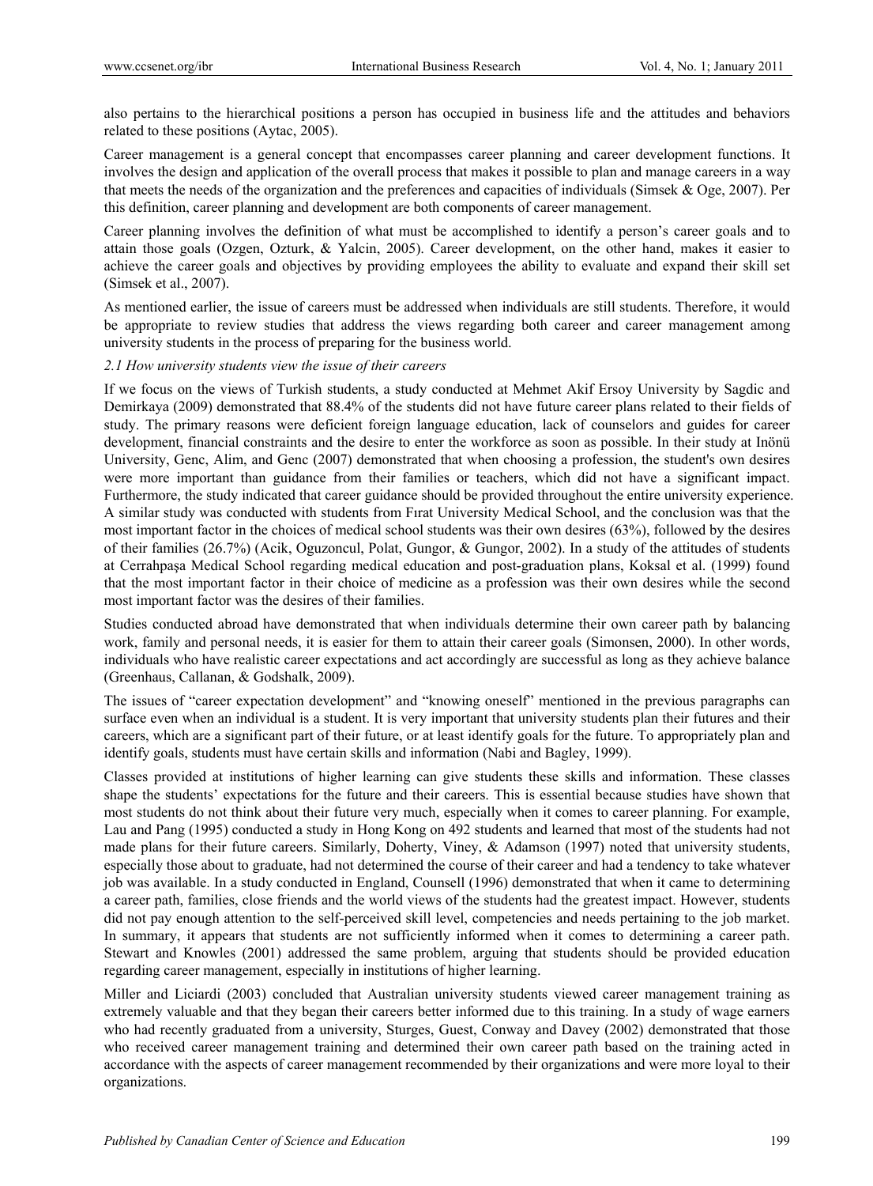also pertains to the hierarchical positions a person has occupied in business life and the attitudes and behaviors related to these positions (Aytac, 2005).

Career management is a general concept that encompasses career planning and career development functions. It involves the design and application of the overall process that makes it possible to plan and manage careers in a way that meets the needs of the organization and the preferences and capacities of individuals (Simsek & Oge, 2007). Per this definition, career planning and development are both components of career management.

Career planning involves the definition of what must be accomplished to identify a person's career goals and to attain those goals (Ozgen, Ozturk, & Yalcin, 2005). Career development, on the other hand, makes it easier to achieve the career goals and objectives by providing employees the ability to evaluate and expand their skill set (Simsek et al., 2007).

As mentioned earlier, the issue of careers must be addressed when individuals are still students. Therefore, it would be appropriate to review studies that address the views regarding both career and career management among university students in the process of preparing for the business world.

### *2.1 How university students view the issue of their careers*

If we focus on the views of Turkish students, a study conducted at Mehmet Akif Ersoy University by Sagdic and Demirkaya (2009) demonstrated that 88.4% of the students did not have future career plans related to their fields of study. The primary reasons were deficient foreign language education, lack of counselors and guides for career development, financial constraints and the desire to enter the workforce as soon as possible. In their study at Inönü University, Genc, Alim, and Genc (2007) demonstrated that when choosing a profession, the student's own desires were more important than guidance from their families or teachers, which did not have a significant impact. Furthermore, the study indicated that career guidance should be provided throughout the entire university experience. A similar study was conducted with students from Fırat University Medical School, and the conclusion was that the most important factor in the choices of medical school students was their own desires (63%), followed by the desires of their families (26.7%) (Acik, Oguzoncul, Polat, Gungor, & Gungor, 2002). In a study of the attitudes of students at Cerrahpaşa Medical School regarding medical education and post-graduation plans, Koksal et al. (1999) found that the most important factor in their choice of medicine as a profession was their own desires while the second most important factor was the desires of their families.

Studies conducted abroad have demonstrated that when individuals determine their own career path by balancing work, family and personal needs, it is easier for them to attain their career goals (Simonsen, 2000). In other words, individuals who have realistic career expectations and act accordingly are successful as long as they achieve balance (Greenhaus, Callanan, & Godshalk, 2009).

The issues of "career expectation development" and "knowing oneself" mentioned in the previous paragraphs can surface even when an individual is a student. It is very important that university students plan their futures and their careers, which are a significant part of their future, or at least identify goals for the future. To appropriately plan and identify goals, students must have certain skills and information (Nabi and Bagley, 1999).

Classes provided at institutions of higher learning can give students these skills and information. These classes shape the students' expectations for the future and their careers. This is essential because studies have shown that most students do not think about their future very much, especially when it comes to career planning. For example, Lau and Pang (1995) conducted a study in Hong Kong on 492 students and learned that most of the students had not made plans for their future careers. Similarly, Doherty, Viney, & Adamson (1997) noted that university students, especially those about to graduate, had not determined the course of their career and had a tendency to take whatever job was available. In a study conducted in England, Counsell (1996) demonstrated that when it came to determining a career path, families, close friends and the world views of the students had the greatest impact. However, students did not pay enough attention to the self-perceived skill level, competencies and needs pertaining to the job market. In summary, it appears that students are not sufficiently informed when it comes to determining a career path. Stewart and Knowles (2001) addressed the same problem, arguing that students should be provided education regarding career management, especially in institutions of higher learning.

Miller and Liciardi (2003) concluded that Australian university students viewed career management training as extremely valuable and that they began their careers better informed due to this training. In a study of wage earners who had recently graduated from a university, Sturges, Guest, Conway and Davey (2002) demonstrated that those who received career management training and determined their own career path based on the training acted in accordance with the aspects of career management recommended by their organizations and were more loyal to their organizations.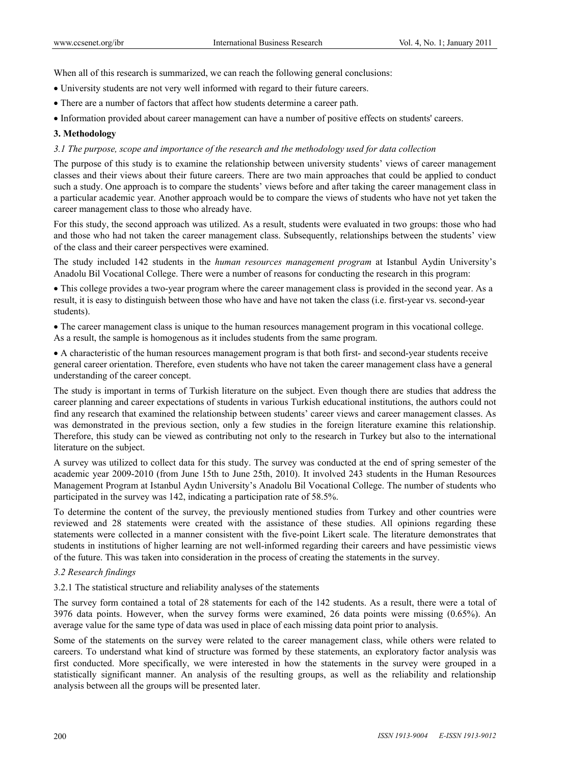When all of this research is summarized, we can reach the following general conclusions:

- University students are not very well informed with regard to their future careers.
- There are a number of factors that affect how students determine a career path.
- Information provided about career management can have a number of positive effects on students' careers.

## 3. Methodology

### *3.1 The purpose, scope and importance of the research and the methodology used for data collection*

The purpose of this study is to examine the relationship between university students' views of career management classes and their views about their future careers. There are two main approaches that could be applied to conduct such a study. One approach is to compare the students' views before and after taking the career management class in a particular academic year. Another approach would be to compare the views of students who have not yet taken the career management class to those who already have.

For this study, the second approach was utilized. As a result, students were evaluated in two groups: those who had and those who had not taken the career management class. Subsequently, relationships between the students' view of the class and their career perspectives were examined.

The study included 142 students in the *human resources management program* at Istanbul Aydin University's Anadolu Bil Vocational College. There were a number of reasons for conducting the research in this program:

- This college provides a two-year program where the career management class is provided in the second year. As a result, it is easy to distinguish between those who have and have not taken the class (i.e. first-year vs. second-year students).
- The career management class is unique to the human resources management program in this vocational college. As a result, the sample is homogenous as it includes students from the same program.
- A characteristic of the human resources management program is that both first- and second-year students receive general career orientation. Therefore, even students who have not taken the career management class have a general understanding of the career concept.

The study is important in terms of Turkish literature on the subject. Even though there are studies that address the career planning and career expectations of students in various Turkish educational institutions, the authors could not find any research that examined the relationship between students' career views and career management classes. As was demonstrated in the previous section, only a few studies in the foreign literature examine this relationship. Therefore, this study can be viewed as contributing not only to the research in Turkey but also to the international literature on the subject.

A survey was utilized to collect data for this study. The survey was conducted at the end of spring semester of the academic year 2009-2010 (from June 15th to June 25th, 2010). It involved 243 students in the Human Resources Management Program at Istanbul Aydın University's Anadolu Bil Vocational College. The number of students who participated in the survey was 142, indicating a participation rate of 58.5%.

To determine the content of the survey, the previously mentioned studies from Turkey and other countries were reviewed and 28 statements were created with the assistance of these studies. All opinions regarding these statements were collected in a manner consistent with the five-point Likert scale. The literature demonstrates that students in institutions of higher learning are not well-informed regarding their careers and have pessimistic views of the future. This was taken into consideration in the process of creating the statements in the survey.

### *3.2 Research findings*

#### 3.2.1 The statistical structure and reliability analyses of the statements

The survey form contained a total of 28 statements for each of the 142 students. As a result, there were a total of 3976 data points. However, when the survey forms were examined, 26 data points were missing (0.65%). An average value for the same type of data was used in place of each missing data point prior to analysis.

Some of the statements on the survey were related to the career management class, while others were related to careers. To understand what kind of structure was formed by these statements, an exploratory factor analysis was first conducted. More specifically, we were interested in how the statements in the survey were grouped in a statistically significant manner. An analysis of the resulting groups, as well as the reliability and relationship analysis between all the groups will be presented later.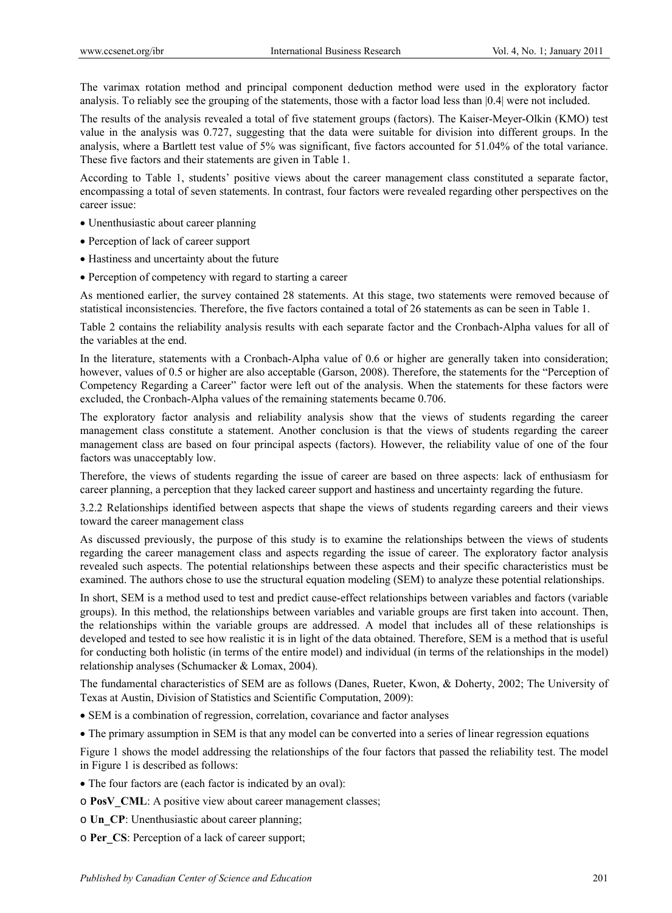The varimax rotation method and principal component deduction method were used in the exploratory factor analysis. To reliably see the grouping of the statements, those with a factor load less than |0.4| were not included.

The results of the analysis revealed a total of five statement groups (factors). The Kaiser-Meyer-Olkin (KMO) test value in the analysis was 0.727, suggesting that the data were suitable for division into different groups. In the analysis, where a Bartlett test value of 5% was significant, five factors accounted for 51.04% of the total variance. These five factors and their statements are given in Table 1.

According to Table 1, students' positive views about the career management class constituted a separate factor, encompassing a total of seven statements. In contrast, four factors were revealed regarding other perspectives on the career issue:

- Unenthusiastic about career planning
- Perception of lack of career support
- Hastiness and uncertainty about the future
- Perception of competency with regard to starting a career

As mentioned earlier, the survey contained 28 statements. At this stage, two statements were removed because of statistical inconsistencies. Therefore, the five factors contained a total of 26 statements as can be seen in Table 1.

Table 2 contains the reliability analysis results with each separate factor and the Cronbach-Alpha values for all of the variables at the end.

In the literature, statements with a Cronbach-Alpha value of 0.6 or higher are generally taken into consideration; however, values of 0.5 or higher are also acceptable (Garson, 2008). Therefore, the statements for the "Perception of Competency Regarding a Career" factor were left out of the analysis. When the statements for these factors were excluded, the Cronbach-Alpha values of the remaining statements became 0.706.

The exploratory factor analysis and reliability analysis show that the views of students regarding the career management class constitute a statement. Another conclusion is that the views of students regarding the career management class are based on four principal aspects (factors). However, the reliability value of one of the four factors was unacceptably low.

Therefore, the views of students regarding the issue of career are based on three aspects: lack of enthusiasm for career planning, a perception that they lacked career support and hastiness and uncertainty regarding the future.

### 3.2.2 Relationships identified between aspects that shape the views of students regarding careers and their views toward the career management class

As discussed previously, the purpose of this study is to examine the relationships between the views of students regarding the career management class and aspects regarding the issue of career. The exploratory factor analysis revealed such aspects. The potential relationships between these aspects and their specific characteristics must be examined. The authors chose to use the structural equation modeling (SEM) to analyze these potential relationships.

In short, SEM is a method used to test and predict cause-effect relationships between variables and factors (variable groups). In this method, the relationships between variables and variable groups are first taken into account. Then, the relationships within the variable groups are addressed. A model that includes all of these relationships is developed and tested to see how realistic it is in light of the data obtained. Therefore, SEM is a method that is useful for conducting both holistic (in terms of the entire model) and individual (in terms of the relationships in the model) relationship analyses (Schumacker & Lomax, 2004).

The fundamental characteristics of SEM are as follows (Danes, Rueter, Kwon, & Doherty, 2002; The University of Texas at Austin, Division of Statistics and Scientific Computation, 2009):

- SEM is a combination of regression, correlation, covariance and factor analyses
- The primary assumption in SEM is that any model can be converted into a series of linear regression equations

Figure 1 shows the model addressing the relationships of the four factors that passed the reliability test. The model in Figure 1 is described as follows:

- The four factors are (each factor is indicated by an oval):
  - **PosV_CML**: A positive view about career management classes;
  - **Un_CP**: Unenthusiastic about career planning;
  - **Per_CS**: Perception of a lack of career support;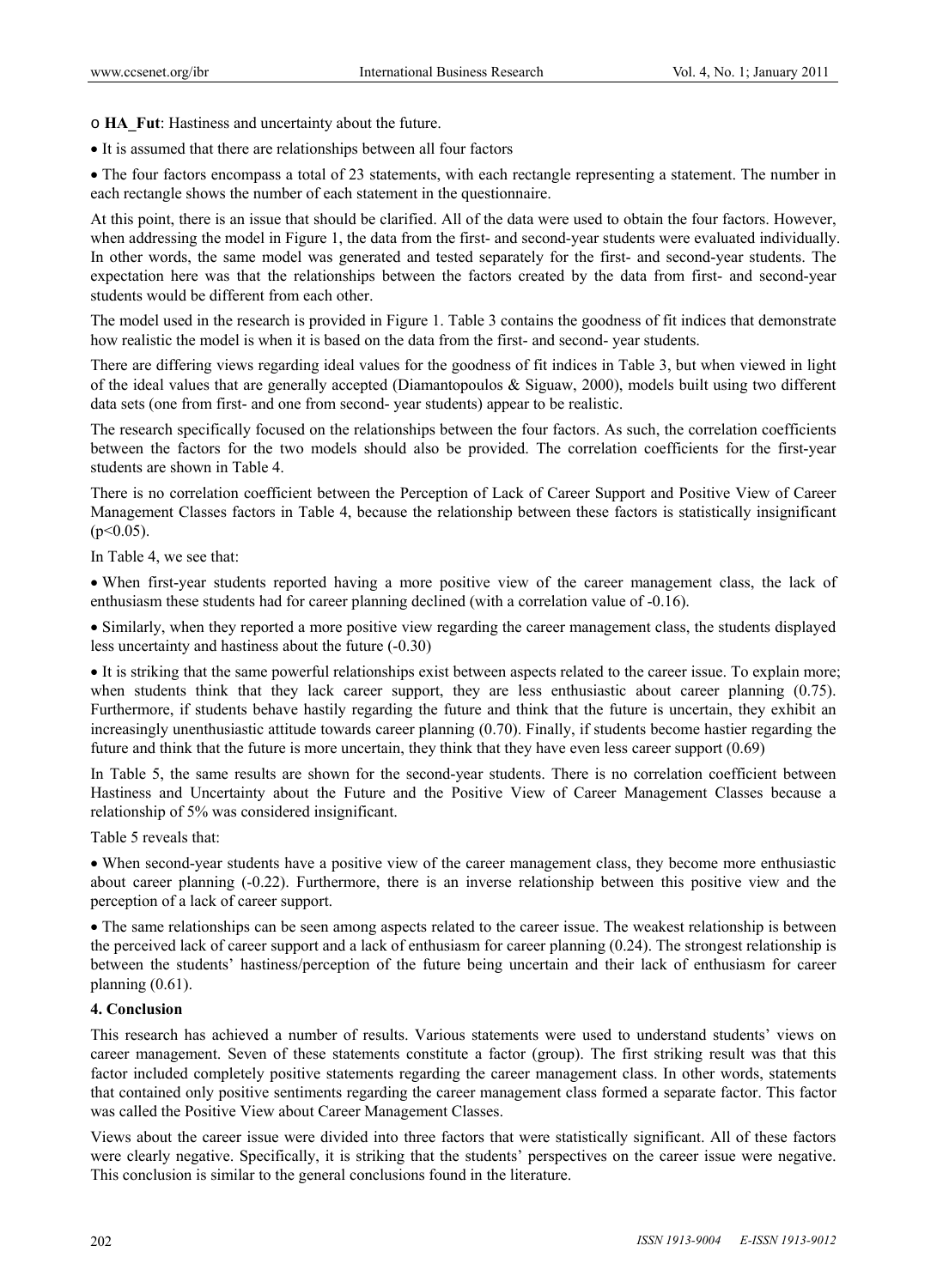- **HA_Fut**: Hastiness and uncertainty about the future.

- It is assumed that there are relationships between all four factors

- The four factors encompass a total of 23 statements, with each rectangle representing a statement. The number in each rectangle shows the number of each statement in the questionnaire.

At this point, there is an issue that should be clarified. All of the data were used to obtain the four factors. However, when addressing the model in Figure 1, the data from the first- and second-year students were evaluated individually. In other words, the same model was generated and tested separately for the first- and second-year students. The expectation here was that the relationships between the factors created by the data from first- and second-year students would be different from each other.

The model used in the research is provided in Figure 1. Table 3 contains the goodness of fit indices that demonstrate how realistic the model is when it is based on the data from the first- and second- year students.

There are differing views regarding ideal values for the goodness of fit indices in Table 3, but when viewed in light of the ideal values that are generally accepted (Diamantopoulos & Siguaw, 2000), models built using two different data sets (one from first- and one from second- year students) appear to be realistic.

The research specifically focused on the relationships between the four factors. As such, the correlation coefficients between the factors for the two models should also be provided. The correlation coefficients for the first-year students are shown in Table 4.

There is no correlation coefficient between the Perception of Lack of Career Support and Positive View of Career Management Classes factors in Table 4, because the relationship between these factors is statistically insignificant ($p<0.05$).

In Table 4, we see that:

- When first-year students reported having a more positive view of the career management class, the lack of enthusiasm these students had for career planning declined (with a correlation value of -0.16).

- Similarly, when they reported a more positive view regarding the career management class, the students displayed less uncertainty and hastiness about the future (-0.30)

- It is striking that the same powerful relationships exist between aspects related to the career issue. To explain more; when students think that they lack career support, they are less enthusiastic about career planning (0.75). Furthermore, if students behave hastily regarding the future and think that the future is uncertain, they exhibit an increasingly unenthusiastic attitude towards career planning (0.70). Finally, if students become hastier regarding the future and think that the future is more uncertain, they think that they have even less career support (0.69)

In Table 5, the same results are shown for the second-year students. There is no correlation coefficient between Hastiness and Uncertainty about the Future and the Positive View of Career Management Classes because a relationship of 5% was considered insignificant.

Table 5 reveals that:

- When second-year students have a positive view of the career management class, they become more enthusiastic about career planning (-0.22). Furthermore, there is an inverse relationship between this positive view and the perception of a lack of career support.

- The same relationships can be seen among aspects related to the career issue. The weakest relationship is between the perceived lack of career support and a lack of enthusiasm for career planning (0.24). The strongest relationship is between the students' hastiness/perception of the future being uncertain and their lack of enthusiasm for career planning (0.61).

## 4. Conclusion

This research has achieved a number of results. Various statements were used to understand students' views on career management. Seven of these statements constitute a factor (group). The first striking result was that this factor included completely positive statements regarding the career management class. In other words, statements that contained only positive sentiments regarding the career management class formed a separate factor. This factor was called the Positive View about Career Management Classes.

Views about the career issue were divided into three factors that were statistically significant. All of these factors were clearly negative. Specifically, it is striking that the students' perspectives on the career issue were negative. This conclusion is similar to the general conclusions found in the literature.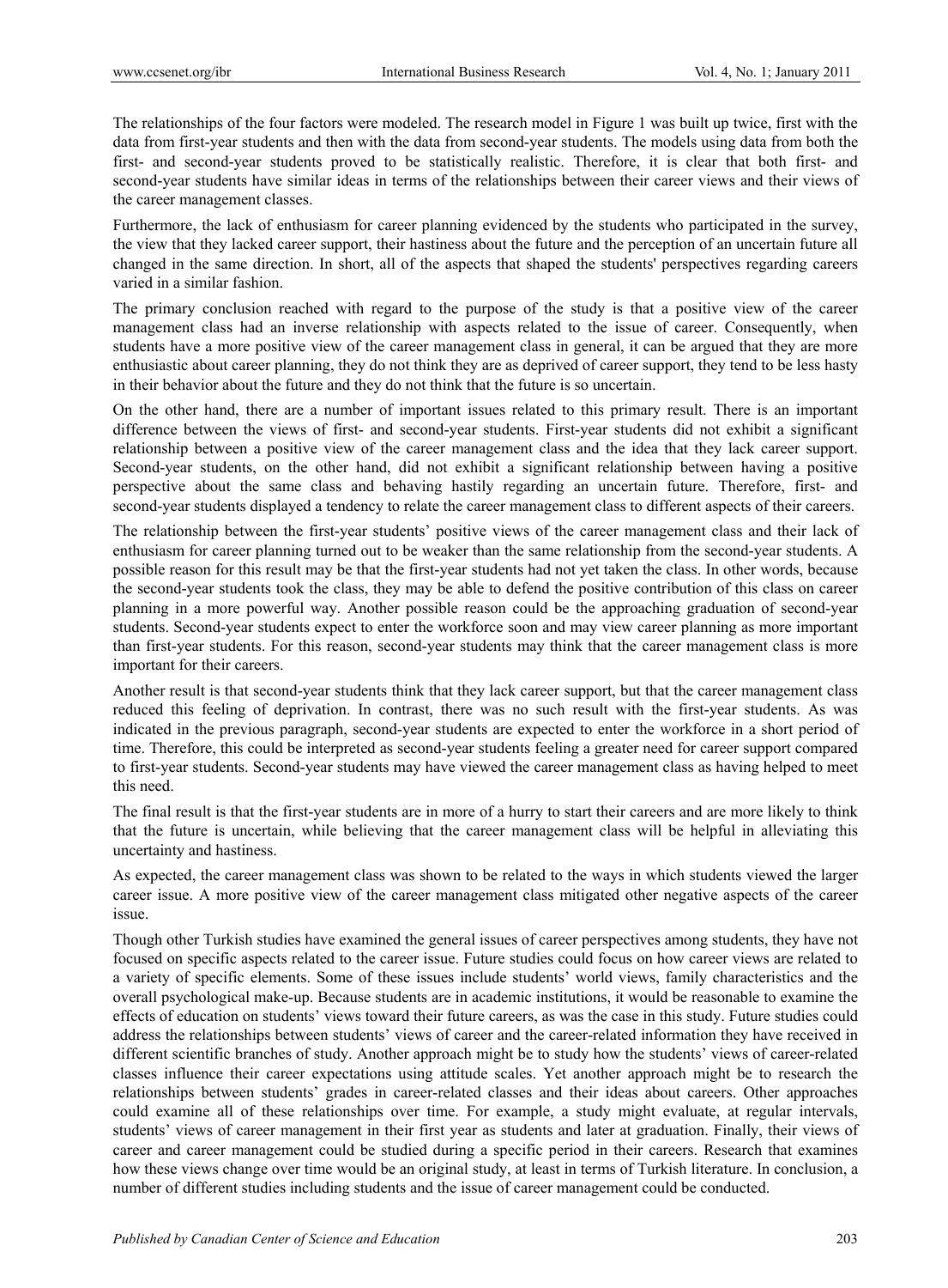The relationships of the four factors were modeled. The research model in Figure 1 was built up twice, first with the data from first-year students and then with the data from second-year students. The models using data from both the first- and second-year students proved to be statistically realistic. Therefore, it is clear that both first- and second-year students have similar ideas in terms of the relationships between their career views and their views of the career management classes.

Furthermore, the lack of enthusiasm for career planning evidenced by the students who participated in the survey, the view that they lacked career support, their hastiness about the future and the perception of an uncertain future all changed in the same direction. In short, all of the aspects that shaped the students' perspectives regarding careers varied in a similar fashion.

The primary conclusion reached with regard to the purpose of the study is that a positive view of the career management class had an inverse relationship with aspects related to the issue of career. Consequently, when students have a more positive view of the career management class in general, it can be argued that they are more enthusiastic about career planning, they do not think they are as deprived of career support, they tend to be less hasty in their behavior about the future and they do not think that the future is so uncertain.

On the other hand, there are a number of important issues related to this primary result. There is an important difference between the views of first- and second-year students. First-year students did not exhibit a significant relationship between a positive view of the career management class and the idea that they lack career support. Second-year students, on the other hand, did not exhibit a significant relationship between having a positive perspective about the same class and behaving hastily regarding an uncertain future. Therefore, first- and second-year students displayed a tendency to relate the career management class to different aspects of their careers.

The relationship between the first-year students' positive views of the career management class and their lack of enthusiasm for career planning turned out to be weaker than the same relationship from the second-year students. A possible reason for this result may be that the first-year students had not yet taken the class. In other words, because the second-year students took the class, they may be able to defend the positive contribution of this class on career planning in a more powerful way. Another possible reason could be the approaching graduation of second-year students. Second-year students expect to enter the workforce soon and may view career planning as more important than first-year students. For this reason, second-year students may think that the career management class is more important for their careers.

Another result is that second-year students think that they lack career support, but that the career management class reduced this feeling of deprivation. In contrast, there was no such result with the first-year students. As was indicated in the previous paragraph, second-year students are expected to enter the workforce in a short period of time. Therefore, this could be interpreted as second-year students feeling a greater need for career support compared to first-year students. Second-year students may have viewed the career management class as having helped to meet this need.

The final result is that the first-year students are in more of a hurry to start their careers and are more likely to think that the future is uncertain, while believing that the career management class will be helpful in alleviating this uncertainty and hastiness.

As expected, the career management class was shown to be related to the ways in which students viewed the larger career issue. A more positive view of the career management class mitigated other negative aspects of the career issue.

Though other Turkish studies have examined the general issues of career perspectives among students, they have not focused on specific aspects related to the career issue. Future studies could focus on how career views are related to a variety of specific elements. Some of these issues include students' world views, family characteristics and the overall psychological make-up. Because students are in academic institutions, it would be reasonable to examine the effects of education on students' views toward their future careers, as was the case in this study. Future studies could address the relationships between students' views of career and the career-related information they have received in different scientific branches of study. Another approach might be to study how the students' views of career-related classes influence their career expectations using attitude scales. Yet another approach might be to research the relationships between students' grades in career-related classes and their ideas about careers. Other approaches could examine all of these relationships over time. For example, a study might evaluate, at regular intervals, students' views of career management in their first year as students and later at graduation. Finally, their views of career and career management could be studied during a specific period in their careers. Research that examines how these views change over time would be an original study, at least in terms of Turkish literature. In conclusion, a number of different studies including students and the issue of career management could be conducted.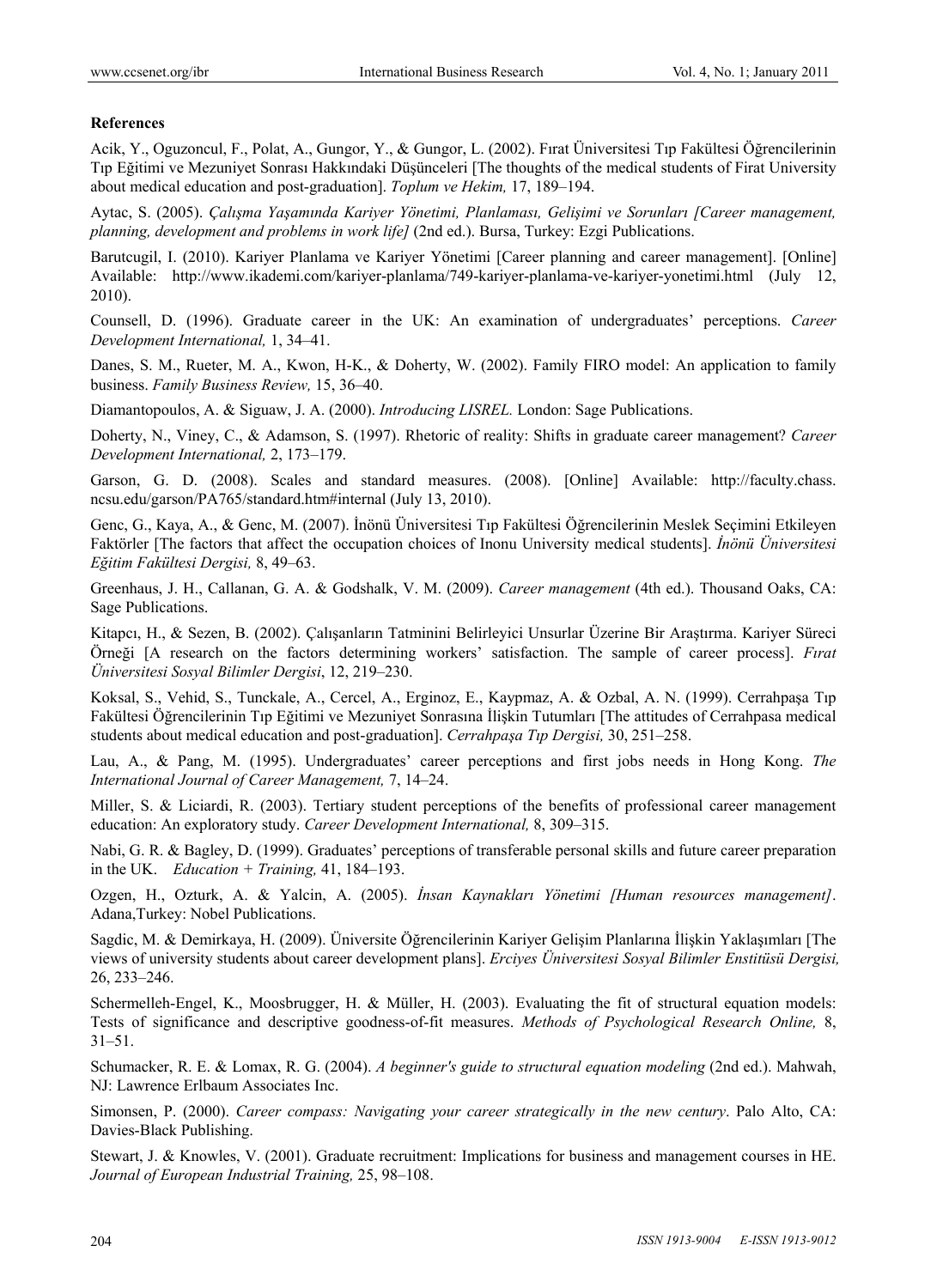**References**

Acik, Y., Oguzoncul, F., Polat, A., Gungor, Y., & Gungor, L. (2002). Fırat Üniversitesi Tıp Fakültesi Öğrencilerinin Tıp Eğitimi ve Mezuniyet Sonrası Hakkındaki Düşünceleri [The thoughts of the medical students of Firat University about medical education and post-graduation]. *Toplum ve Hekim,* 17, 189–194.

Aytac, S. (2005). *Çalışma Yaşamında Kariyer Yönetimi, Planlaması, Gelişimi ve Sorunları [Career management, planning, development and problems in work life]* (2nd ed.). Bursa, Turkey: Ezgi Publications.

Barutcugil, I. (2010). Kariyer Planlama ve Kariyer Yönetimi [Career planning and career management]. [Online] Available: http://www.ikademi.com/kariyer-planlama/749-kariyer-planlama-ve-kariyer-yonetimi.html (July 12, 2010).

Counsell, D. (1996). Graduate career in the UK: An examination of undergraduates' perceptions. *Career Development International,* 1, 34–41.

Danes, S. M., Rueter, M. A., Kwon, H-K., & Doherty, W. (2002). Family FIRO model: An application to family business. *Family Business Review,* 15, 36–40.

Diamantopoulos, A. & Siguaw, J. A. (2000). *Introducing LISREL.* London: Sage Publications.

Doherty, N., Viney, C., & Adamson, S. (1997). Rhetoric of reality: Shifts in graduate career management? *Career Development International,* 2, 173–179.

Garson, G. D. (2008). Scales and standard measures. (2008). [Online] Available: http://faculty.chass.ncsu.edu/garson/PA765/standard.htm#internal (July 13, 2010).

Genc, G., Kaya, A., & Genc, M. (2007). İnönü Üniversitesi Tıp Fakültesi Öğrencilerinin Meslek Seçimini Etkileyen Faktörler [The factors that affect the occupation choices of Inonu University medical students]. *İnönü Üniversitesi Eğitim Fakültesi Dergisi,* 8, 49–63.

Greenhaus, J. H., Callanan, G. A. & Godshalk, V. M. (2009). *Career management* (4th ed.). Thousand Oaks, CA: Sage Publications.

Kitapcı, H., & Sezen, B. (2002). Çalışanların Tatminini Belirleyici Unsurlar Üzerine Bir Araştırma. Kariyer Süreci Örneği [A research on the factors determining workers' satisfaction. The sample of career process]. *Fırat Üniversitesi Sosyal Bilimler Dergisi*, 12, 219–230.

Koksal, S., Vehid, S., Tunckale, A., Cercel, A., Erginoz, E., Kaypmaz, A. & Ozbal, A. N. (1999). Cerrahpaşa Tıp Fakültesi Öğrencilerinin Tıp Eğitimi ve Mezuniyet Sonrasına İlişkin Tutumları [The attitudes of Cerrahpasa medical students about medical education and post-graduation]. *Cerrahpaşa Tıp Dergisi,* 30, 251–258.

Lau, A., & Pang, M. (1995). Undergraduates' career perceptions and first jobs needs in Hong Kong. *The International Journal of Career Management,* 7, 14–24.

Miller, S. & Liciardi, R. (2003). Tertiary student perceptions of the benefits of professional career management education: An exploratory study. *Career Development International,* 8, 309–315.

Nabi, G. R. & Bagley, D. (1999). Graduates' perceptions of transferable personal skills and future career preparation in the UK. *Education + Training,* 41, 184–193.

Ozgen, H., Ozturk, A. & Yalcin, A. (2005). *İnsan Kaynakları Yönetimi [Human resources management]*. Adana,Turkey: Nobel Publications.

Sagdic, M. & Demirkaya, H. (2009). Üniversite Öğrencilerinin Kariyer Gelişim Planlarına İlişkin Yaklaşımları [The views of university students about career development plans]. *Erciyes Üniversitesi Sosyal Bilimler Enstitüsü Dergisi,* 26, 233–246.

Schermelleh-Engel, K., Moosbrugger, H. & Müller, H. (2003). Evaluating the fit of structural equation models: Tests of significance and descriptive goodness-of-fit measures. *Methods of Psychological Research Online,* 8, 31–51.

Schumacker, R. E. & Lomax, R. G. (2004). *A beginner's guide to structural equation modeling* (2nd ed.). Mahwah, NJ: Lawrence Erlbaum Associates Inc.

Simonsen, P. (2000). *Career compass: Navigating your career strategically in the new century*. Palo Alto, CA: Davies-Black Publishing.

Stewart, J. & Knowles, V. (2001). Graduate recruitment: Implications for business and management courses in HE. *Journal of European Industrial Training,* 25, 98–108.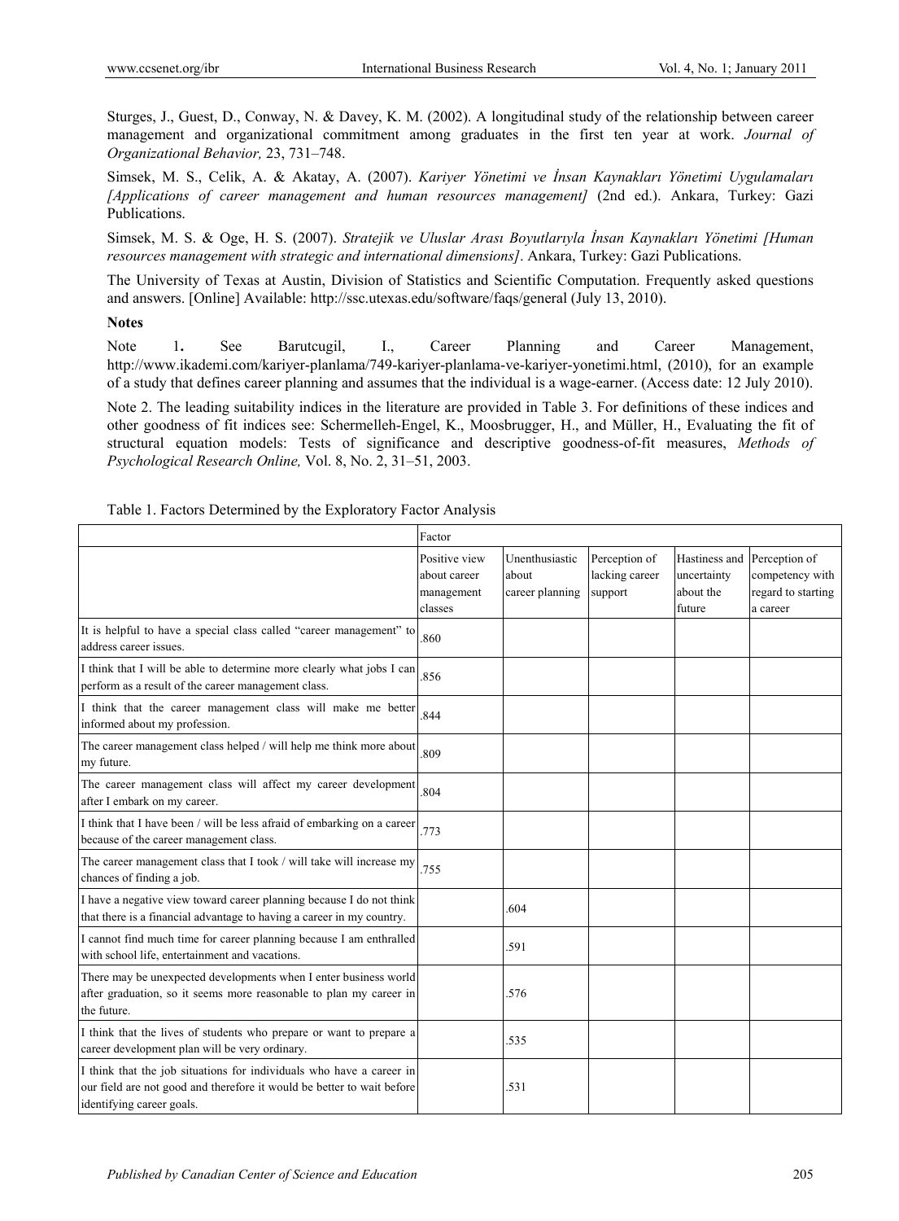Sturges, J., Guest, D., Conway, N. & Davey, K. M. (2002). A longitudinal study of the relationship between career management and organizational commitment among graduates in the first ten year at work. *Journal of Organizational Behavior,* 23, 731–748.

Simsek, M. S., Celik, A. & Akatay, A. (2007). *Kariyer Yönetimi ve İnsan Kaynakları Yönetimi Uygulamaları [Applications of career management and human resources management]* (2nd ed.). Ankara, Turkey: Gazi Publications.

Simsek, M. S. & Oge, H. S. (2007). *Stratejik ve Uluslar Arası Boyutlarıyla İnsan Kaynakları Yönetimi [Human resources management with strategic and international dimensions]*. Ankara, Turkey: Gazi Publications.

The University of Texas at Austin, Division of Statistics and Scientific Computation. Frequently asked questions and answers. [Online] Available: http://ssc.utexas.edu/software/faqs/general (July 13, 2010).

**Notes**

Note 1**.** See Barutcugil, I., Career Planning and Career Management, http://www.ikademi.com/kariyer-planlama/749-kariyer-planlama-ve-kariyer-yonetimi.html, (2010), for an example of a study that defines career planning and assumes that the individual is a wage-earner. (Access date: 12 July 2010).

Note 2. The leading suitability indices in the literature are provided in Table 3. For definitions of these indices and other goodness of fit indices see: Schermelleh-Engel, K., Moosbrugger, H., and Müller, H., Evaluating the fit of structural equation models: Tests of significance and descriptive goodness-of-fit measures, *Methods of Psychological Research Online,* Vol. 8, No. 2, 31–51, 2003.

Table 1. Factors Determined by the Exploratory Factor Analysis

| | Factor | | | | |
|---|---|---|---|---|---|
| | Positive view about career management classes | Unenthusiastic about career planning | Perception of lacking career support | Hastiness and uncertainty about the future | Perception of competency with regard to starting a career |
| It is helpful to have a special class called "career management" to address career issues. | .860 | | | | |
| I think that I will be able to determine more clearly what jobs I can perform as a result of the career management class. | .856 | | | | |
| I think that the career management class will make me better informed about my profession. | .844 | | | | |
| The career management class helped / will help me think more about my future. | .809 | | | | |
| The career management class will affect my career development after I embark on my career. | .804 | | | | |
| I think that I have been / will be less afraid of embarking on a career because of the career management class. | .773 | | | | |
| The career management class that I took / will take will increase my chances of finding a job. | .755 | | | | |
| I have a negative view toward career planning because I do not think that there is a financial advantage to having a career in my country. | | .604 | | | |
| I cannot find much time for career planning because I am enthralled with school life, entertainment and vacations. | | .591 | | | |
| There may be unexpected developments when I enter business world after graduation, so it seems more reasonable to plan my career in the future. | | .576 | | | |
| I think that the lives of students who prepare or want to prepare a career development plan will be very ordinary. | | .535 | | | |
| I think that the job situations for individuals who have a career in our field are not good and therefore it would be better to wait before identifying career goals. | | .531 | | | |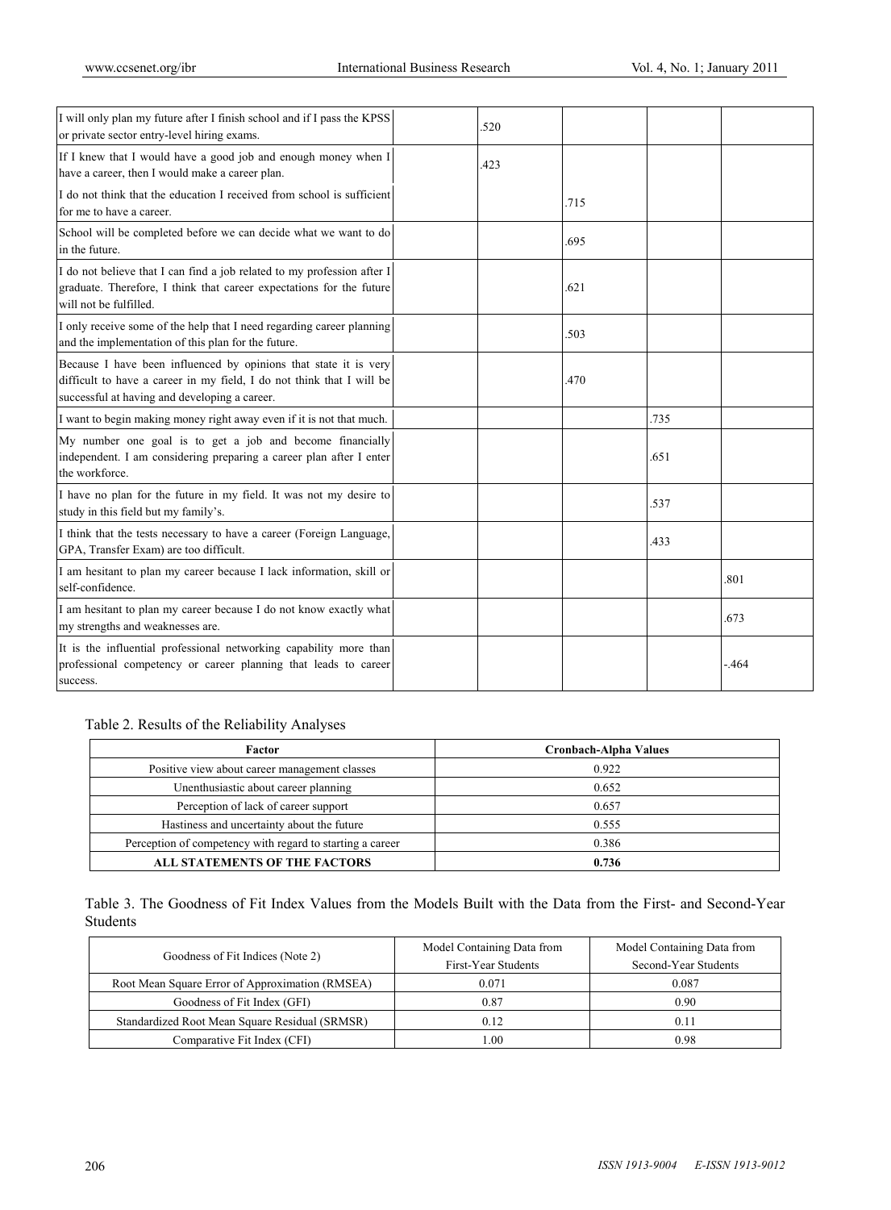| | | | | | |
|---|---|---|---|---|---|
| I will only plan my future after I finish school and if I pass the KPSS or private sector entry-level hiring exams. | | .520 | | | |
| If I knew that I would have a good job and enough money when I have a career, then I would make a career plan. | | .423 | | | |
| I do not think that the education I received from school is sufficient for me to have a career. | | | .715 | | |
| School will be completed before we can decide what we want to do in the future. | | | .695 | | |
| I do not believe that I can find a job related to my profession after I graduate. Therefore, I think that career expectations for the future will not be fulfilled. | | | .621 | | |
| I only receive some of the help that I need regarding career planning and the implementation of this plan for the future. | | | .503 | | |
| Because I have been influenced by opinions that state it is very difficult to have a career in my field, I do not think that I will be successful at having and developing a career. | | | .470 | | |
| I want to begin making money right away even if it is not that much. | | | | .735 | |
| My number one goal is to get a job and become financially independent. I am considering preparing a career plan after I enter the workforce. | | | | .651 | |
| I have no plan for the future in my field. It was not my desire to study in this field but my family's. | | | | .537 | |
| I think that the tests necessary to have a career (Foreign Language, GPA, Transfer Exam) are too difficult. | | | | .433 | |
| I am hesitant to plan my career because I lack information, skill or self-confidence. | | | | | .801 |
| I am hesitant to plan my career because I do not know exactly what my strengths and weaknesses are. | | | | | .673 |
| It is the influential professional networking capability more than professional competency or career planning that leads to career success. | | | | | -.464 |

Table 2. Results of the Reliability Analyses

| Factor | Cronbach-Alpha Values |
|---|---|
| Positive view about career management classes | 0.922 |
| Unenthusiastic about career planning | 0.652 |
| Perception of lack of career support | 0.657 |
| Hastiness and uncertainty about the future | 0.555 |
| Perception of competency with regard to starting a career | 0.386 |
| **ALL STATEMENTS OF THE FACTORS** | **0.736** |

Table 3. The Goodness of Fit Index Values from the Models Built with the Data from the First- and Second-Year Students

| Goodness of Fit Indices (Note 2) | Model Containing Data from First-Year Students | Model Containing Data from Second-Year Students |
|---|---|---|
| Root Mean Square Error of Approximation (RMSEA) | 0.071 | 0.087 |
| Goodness of Fit Index (GFI) | 0.87 | 0.90 |
| Standardized Root Mean Square Residual (SRMSR) | 0.12 | 0.11 |
| Comparative Fit Index (CFI) | 1.00 | 0.98 |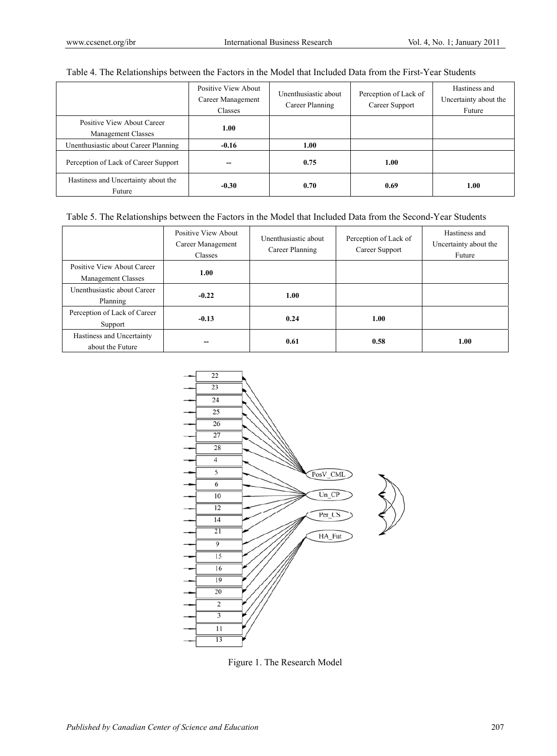Table 4. The Relationships between the Factors in the Model that Included Data from the First-Year Students

| | Positive View About Career Management Classes | Unenthusiastic about Career Planning | Perception of Lack of Career Support | Hastiness and Uncertainty about the Future |
|---|---|---|---|---|
| Positive View About Career Management Classes | **1.00** | | | |
| Unenthusiastic about Career Planning | **-0.16** | **1.00** | | |
| Perception of Lack of Career Support | **--** | **0.75** | **1.00** | |
| Hastiness and Uncertainty about the Future | **-0.30** | **0.70** | **0.69** | **1.00** |

Table 5. The Relationships between the Factors in the Model that Included Data from the Second-Year Students

| | Positive View About Career Management Classes | Unenthusiastic about Career Planning | Perception of Lack of Career Support | Hastiness and Uncertainty about the Future |
|---|---|---|---|---|
| Positive View About Career Management Classes | **1.00** | | | |
| Unenthusiastic about Career Planning | **-0.22** | **1.00** | | |
| Perception of Lack of Career Support | **-0.13** | **0.24** | **1.00** | |
| Hastiness and Uncertainty about the Future | **--** | **0.61** | **0.58** | **1.00** |

22
23
24
25
26
27
28
4
5
6
10
12
14
21
9
15
16
19
20
2
3
11
13

PosV_CML
Un_CP
Per_CS
HA_Fut

Figure 1. The Research Model